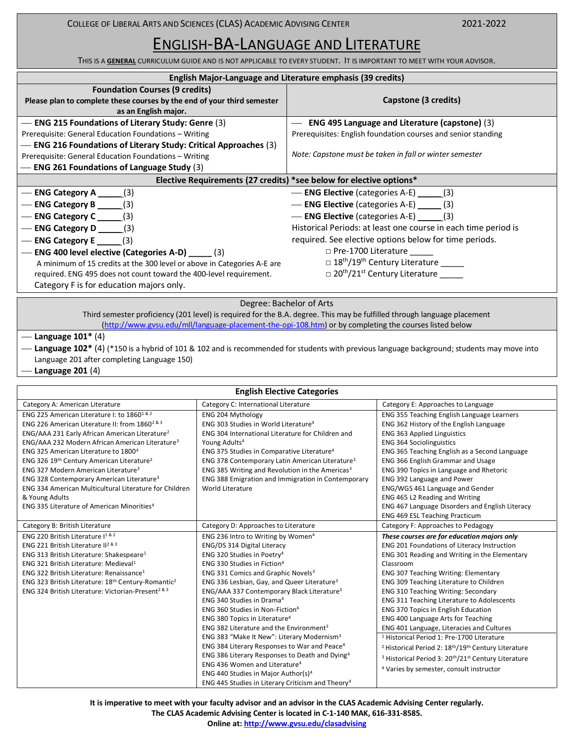COLLEGE OF LIBERAL ARTS AND SCIENCES (CLAS) ACADEMIC ADVISING CENTER 2021-2022

# ENGLISH-BA-LANGUAGE AND LITERATURE

THIS IS A **GENERAL** CURRICULUM GUIDE AND IS NOT APPLICABLE TO EVERY STUDENT. IT IS IMPORTANT TO MEET WITH YOUR ADVISOR.

## English Major-Language and Literature emphasis (39 credits)

### Foundation Courses (9 credits)

**Please plan to complete these courses by the end of your third semester as an English major.**

- **ENG 215 Foundations of Literary Study: Genre** (3)
  Prerequisite: General Education Foundations – Writing
- **ENG 216 Foundations of Literary Study: Critical Approaches** (3)
  Prerequisite: General Education Foundations – Writing
- **ENG 261 Foundations of Language Study** (3)

### Capstone (3 credits)

- **ENG 495 Language and Literature (capstone)** (3)
  Prerequisites: English foundation courses and senior standing

*Note: Capstone must be taken in fall or winter semester*

### Elective Requirements (27 credits) *see below for elective options*

- **ENG Category A** _____(3)
- **ENG Category B** _____(3)
- **ENG Category C** _____(3)
- **ENG Category D** _____(3)
- **ENG Category E** _____(3)
- **ENG 400 level elective (Categories A-D)** _____ (3)

A minimum of 15 credits at the 300 level or above in Categories A-E are required. ENG 495 does not count toward the 400-level requirement. Category F is for education majors only.

- **ENG Elective** (categories A-E) _____(3)
- **ENG Elective** (categories A-E) _____ (3)
- **ENG Elective** (categories A-E) _____(3)

Historical Periods: at least one course in each time period is required. See elective options below for time periods.

- □ Pre-1700 Literature _____
- □ 18th/19th Century Literature _____
- □ 20th/21st Century Literature _____

## Degree: Bachelor of Arts

Third semester proficiency (201 level) is required for the B.A. degree. This may be fulfilled through language placement (http://www.gvsu.edu/mll/language-placement-the-opi-108.htm) or by completing the courses listed below

- **Language 101*** (4)
- **Language 102*** (4) (*150 is a hybrid of 101 & 102 and is recommended for students with previous language background; students may move into Language 201 after completing Language 150)
- **Language 201** (4)

## English Elective Categories

| Category A: American Literature | Category C: International Literature | Category E: Approaches to Language |
|---|---|---|
| ENG 225 American Literature I: to 1860[1 & 2]<br>ENG 226 American Literature II: from 1860[2 & 3]<br>ENG/AAA 231 Early African American Literature[2]<br>ENG/AAA 232 Modern African American Literature[3]<br>ENG 325 American Literature to 1800[4]<br>ENG 326 19th Century American Literature[2]<br>ENG 327 Modern American Literature[3]<br>ENG 328 Contemporary American Literature[3]<br>ENG 334 American Multicultural Literature for Children & Young Adults<br>ENG 335 Literature of American Minorities[4] | ENG 204 Mythology<br>ENG 303 Studies in World Literature[4]<br>ENG 304 International Literature for Children and Young Adults[4]<br>ENG 375 Studies in Comparative Literature[4]<br>ENG 378 Contemporary Latin American Literature[3]<br>ENG 385 Writing and Revolution in the Americas[3]<br>ENG 388 Emigration and Immigration in Contemporary World Literature | ENG 355 Teaching English Language Learners<br>ENG 362 History of the English Language<br>ENG 363 Applied Linguistics<br>ENG 364 Sociolinguistics<br>ENG 365 Teaching English as a Second Language<br>ENG 366 English Grammar and Usage<br>ENG 390 Topics in Language and Rhetoric<br>ENG 392 Language and Power<br>ENG/WGS 461 Language and Gender<br>ENG 465 L2 Reading and Writing<br>ENG 467 Language Disorders and English Literacy<br>ENG 469 ESL Teaching Practicum |
| **Category B: British Literature** | **Category D: Approaches to Literature** | **Category F: Approaches to Pedagogy** |
| ENG 220 British Literature I[1 & 2]<br>ENG 221 British Literature II[2 & 3]<br>ENG 313 British Literature: Shakespeare[1]<br>ENG 321 British Literature: Medieval[1]<br>ENG 322 British Literature: Renaissance[1]<br>ENG 323 British Literature: 18th Century-Romantic[2]<br>ENG 324 British Literature: Victorian-Present[2 & 3] | ENG 236 Intro to Writing by Women[4]<br>ENG/DS 314 Digital Literacy<br>ENG 320 Studies in Poetry[4]<br>ENG 330 Studies in Fiction[4]<br>ENG 331 Comics and Graphic Novels[3]<br>ENG 336 Lesbian, Gay, and Queer Literature[3]<br>ENG/AAA 337 Contemporary Black Literature[3]<br>ENG 340 Studies in Drama[4]<br>ENG 360 Studies in Non-Fiction[4]<br>ENG 380 Topics in Literature[4]<br>ENG 382 Literature and the Environment[3]<br>ENG 383 "Make It New": Literary Modernism[3]<br>ENG 384 Literary Responses to War and Peace[4]<br>ENG 386 Literary Responses to Death and Dying[4]<br>ENG 436 Women and Literature[4]<br>ENG 440 Studies in Major Author(s)[4]<br>ENG 445 Studies in Literary Criticism and Theory[4] | ***These courses are for education majors only***<br>ENG 201 Foundations of Literacy Instruction<br>ENG 301 Reading and Writing in the Elementary Classroom<br>ENG 307 Teaching Writing: Elementary<br>ENG 309 Teaching Literature to Children<br>ENG 310 Teaching Writing: Secondary<br>ENG 311 Teaching Literature to Adolescents<br>ENG 370 Topics in English Education<br>ENG 400 Language Arts for Teaching<br>ENG 401 Language, Literacies and Cultures<br><br>[1] Historical Period 1: Pre-1700 Literature<br>[2] Historical Period 2: 18th/19th Century Literature<br>[3] Historical Period 3: 20th/21st Century Literature<br>[4] Varies by semester, consult instructor |

**It is imperative to meet with your faculty advisor and an advisor in the CLAS Academic Advising Center regularly.**
**The CLAS Academic Advising Center is located in C-1-140 MAK, 616-331-8585.**
**Online at: http://www.gvsu.edu/clasadvising**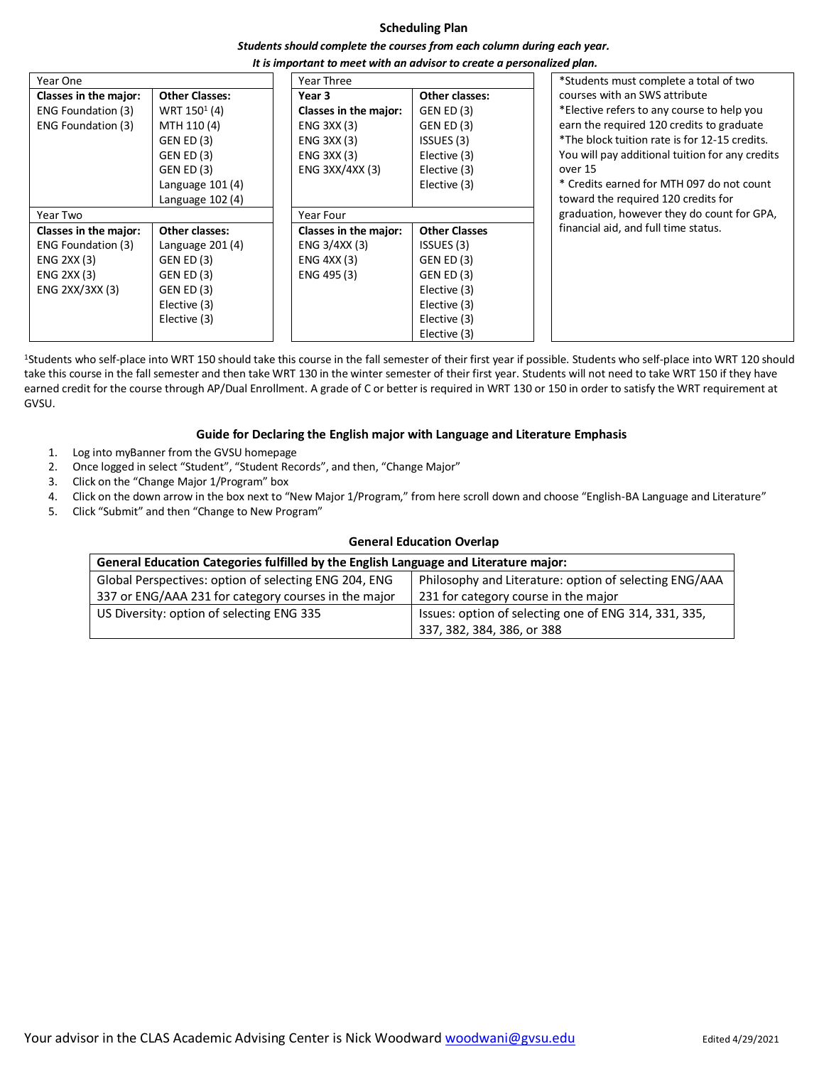## Scheduling Plan

***Students should complete the courses from each column during each year.***

***It is important to meet with an advisor to create a personalized plan.***

| Year One | |
|---|---|
| **Classes in the major:** | **Other Classes:** |
| ENG Foundation (3) | WRT 150[1] (4) |
| ENG Foundation (3) | MTH 110 (4) |
| | GEN ED (3) |
| | GEN ED (3) |
| | GEN ED (3) |
| | Language 101 (4) |
| | Language 102 (4) |

| Year Two | |
|---|---|
| **Classes in the major:** | **Other classes:** |
| ENG Foundation (3) | Language 201 (4) |
| ENG 2XX (3) | GEN ED (3) |
| ENG 2XX (3) | GEN ED (3) |
| ENG 2XX/3XX (3) | GEN ED (3) |
| | Elective (3) |
| | Elective (3) |

| Year Three | |
|---|---|
| **Year 3 Classes in the major:** | **Other classes:** |
| ENG 3XX (3) | GEN ED (3) |
| ENG 3XX (3) | GEN ED (3) |
| ENG 3XX (3) | ISSUES (3) |
| ENG 3XX/4XX (3) | Elective (3) |
| | Elective (3) |
| | Elective (3) |

| Year Four | |
|---|---|
| **Classes in the major:** | **Other Classes** |
| ENG 3/4XX (3) | ISSUES (3) |
| ENG 4XX (3) | GEN ED (3) |
| ENG 495 (3) | GEN ED (3) |
| | Elective (3) |
| | Elective (3) |
| | Elective (3) |
| | Elective (3) |

*Students must complete a total of two courses with an SWS attribute

*Elective refers to any course to help you earn the required 120 credits to graduate

*The block tuition rate is for 12-15 credits. You will pay additional tuition for any credits over 15

* Credits earned for MTH 097 do not count toward the required 120 credits for graduation, however they do count for GPA, financial aid, and full time status.

[1]Students who self-place into WRT 150 should take this course in the fall semester of their first year if possible. Students who self-place into WRT 120 should take this course in the fall semester and then take WRT 130 in the winter semester of their first year. Students will not need to take WRT 150 if they have earned credit for the course through AP/Dual Enrollment. A grade of C or better is required in WRT 130 or 150 in order to satisfy the WRT requirement at GVSU.

### Guide for Declaring the English major with Language and Literature Emphasis

1. Log into myBanner from the GVSU homepage
2. Once logged in select "Student", "Student Records", and then, "Change Major"
3. Click on the "Change Major 1/Program" box
4. Click on the down arrow in the box next to "New Major 1/Program," from here scroll down and choose "English-BA Language and Literature"
5. Click "Submit" and then "Change to New Program"

### General Education Overlap

| **General Education Categories fulfilled by the English Language and Literature major:** | |
|---|---|
| Global Perspectives: option of selecting ENG 204, ENG 337 or ENG/AAA 231 for category courses in the major | Philosophy and Literature: option of selecting ENG/AAA 231 for category course in the major |
| US Diversity: option of selecting ENG 335 | Issues: option of selecting one of ENG 314, 331, 335, 337, 382, 384, 386, or 388 |

Your advisor in the CLAS Academic Advising Center is Nick Woodward woodwani@gvsu.edu

Edited 4/29/2021